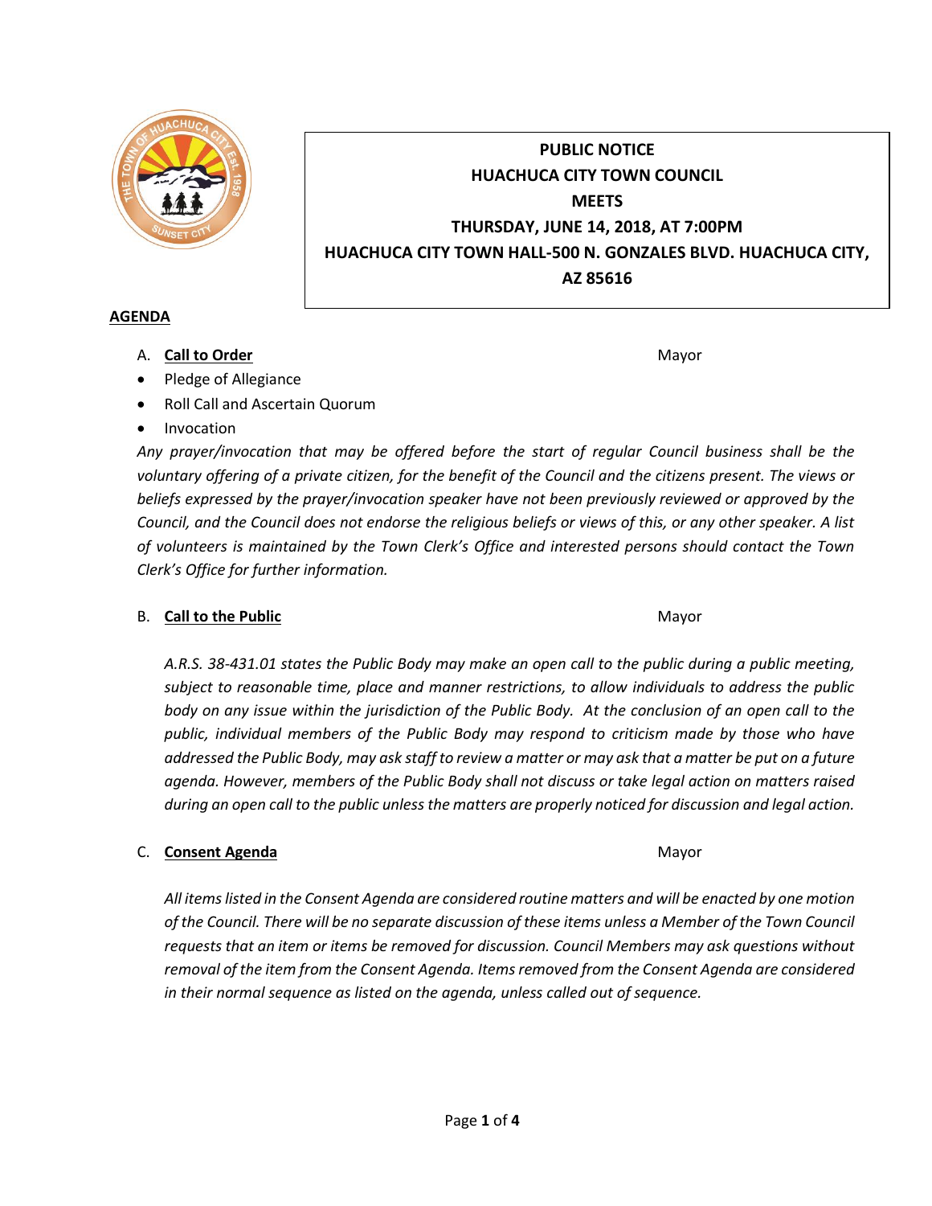**PUBLIC NOTICE**
**HUACHUCA CITY TOWN COUNCIL**
**MEETS**
**THURSDAY, JUNE 14, 2018, AT 7:00PM**
**HUACHUCA CITY TOWN HALL-500 N. GONZALES BLVD. HUACHUCA CITY, AZ 85616**

## AGENDA

A. **Call to Order** — Mayor

- Pledge of Allegiance
- Roll Call and Ascertain Quorum
- Invocation

*Any prayer/invocation that may be offered before the start of regular Council business shall be the voluntary offering of a private citizen, for the benefit of the Council and the citizens present. The views or beliefs expressed by the prayer/invocation speaker have not been previously reviewed or approved by the Council, and the Council does not endorse the religious beliefs or views of this, or any other speaker. A list of volunteers is maintained by the Town Clerk's Office and interested persons should contact the Town Clerk's Office for further information.*

B. **Call to the Public** — Mayor

*A.R.S. 38-431.01 states the Public Body may make an open call to the public during a public meeting, subject to reasonable time, place and manner restrictions, to allow individuals to address the public body on any issue within the jurisdiction of the Public Body. At the conclusion of an open call to the public, individual members of the Public Body may respond to criticism made by those who have addressed the Public Body, may ask staff to review a matter or may ask that a matter be put on a future agenda. However, members of the Public Body shall not discuss or take legal action on matters raised during an open call to the public unless the matters are properly noticed for discussion and legal action.*

C. **Consent Agenda** — Mayor

*All items listed in the Consent Agenda are considered routine matters and will be enacted by one motion of the Council. There will be no separate discussion of these items unless a Member of the Town Council requests that an item or items be removed for discussion. Council Members may ask questions without removal of the item from the Consent Agenda. Items removed from the Consent Agenda are considered in their normal sequence as listed on the agenda, unless called out of sequence.*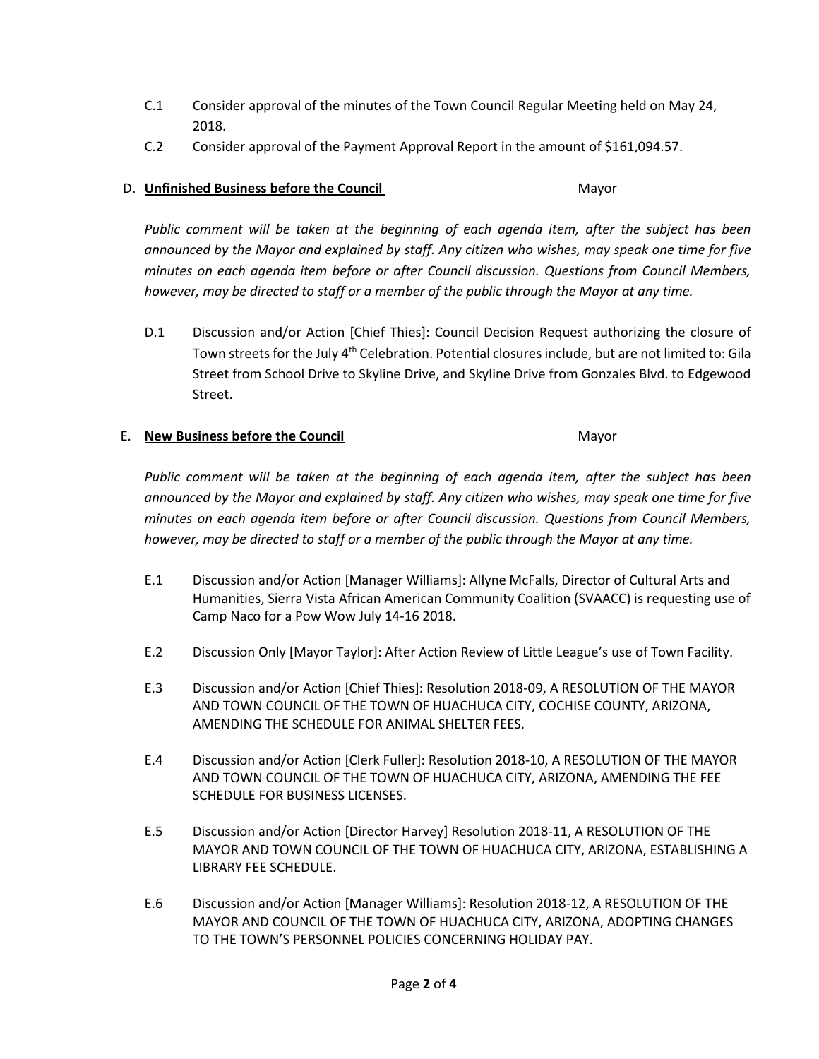C.1 Consider approval of the minutes of the Town Council Regular Meeting held on May 24, 2018.

C.2 Consider approval of the Payment Approval Report in the amount of $161,094.57.

D. **Unfinished Business before the Council** Mayor

*Public comment will be taken at the beginning of each agenda item, after the subject has been announced by the Mayor and explained by staff. Any citizen who wishes, may speak one time for five minutes on each agenda item before or after Council discussion. Questions from Council Members, however, may be directed to staff or a member of the public through the Mayor at any time.*

D.1 Discussion and/or Action [Chief Thies]: Council Decision Request authorizing the closure of Town streets for the July 4th Celebration. Potential closures include, but are not limited to: Gila Street from School Drive to Skyline Drive, and Skyline Drive from Gonzales Blvd. to Edgewood Street.

E. **New Business before the Council** Mayor

*Public comment will be taken at the beginning of each agenda item, after the subject has been announced by the Mayor and explained by staff. Any citizen who wishes, may speak one time for five minutes on each agenda item before or after Council discussion. Questions from Council Members, however, may be directed to staff or a member of the public through the Mayor at any time.*

E.1 Discussion and/or Action [Manager Williams]: Allyne McFalls, Director of Cultural Arts and Humanities, Sierra Vista African American Community Coalition (SVAACC) is requesting use of Camp Naco for a Pow Wow July 14-16 2018.

E.2 Discussion Only [Mayor Taylor]: After Action Review of Little League's use of Town Facility.

E.3 Discussion and/or Action [Chief Thies]: Resolution 2018-09, A RESOLUTION OF THE MAYOR AND TOWN COUNCIL OF THE TOWN OF HUACHUCA CITY, COCHISE COUNTY, ARIZONA, AMENDING THE SCHEDULE FOR ANIMAL SHELTER FEES.

E.4 Discussion and/or Action [Clerk Fuller]: Resolution 2018-10, A RESOLUTION OF THE MAYOR AND TOWN COUNCIL OF THE TOWN OF HUACHUCA CITY, ARIZONA, AMENDING THE FEE SCHEDULE FOR BUSINESS LICENSES.

E.5 Discussion and/or Action [Director Harvey] Resolution 2018-11, A RESOLUTION OF THE MAYOR AND TOWN COUNCIL OF THE TOWN OF HUACHUCA CITY, ARIZONA, ESTABLISHING A LIBRARY FEE SCHEDULE.

E.6 Discussion and/or Action [Manager Williams]: Resolution 2018-12, A RESOLUTION OF THE MAYOR AND COUNCIL OF THE TOWN OF HUACHUCA CITY, ARIZONA, ADOPTING CHANGES TO THE TOWN'S PERSONNEL POLICIES CONCERNING HOLIDAY PAY.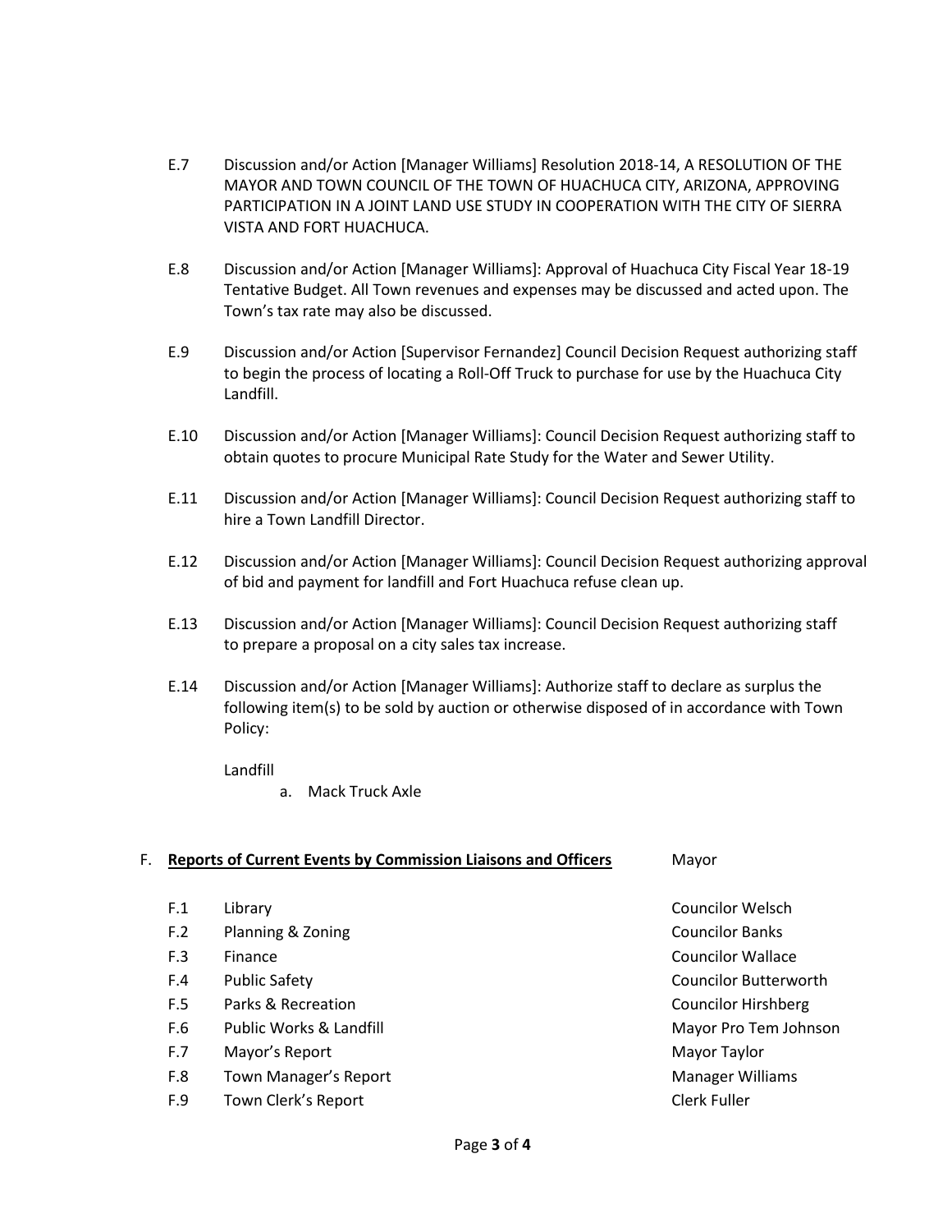E.7 Discussion and/or Action [Manager Williams] Resolution 2018-14, A RESOLUTION OF THE MAYOR AND TOWN COUNCIL OF THE TOWN OF HUACHUCA CITY, ARIZONA, APPROVING PARTICIPATION IN A JOINT LAND USE STUDY IN COOPERATION WITH THE CITY OF SIERRA VISTA AND FORT HUACHUCA.

E.8 Discussion and/or Action [Manager Williams]: Approval of Huachuca City Fiscal Year 18-19 Tentative Budget. All Town revenues and expenses may be discussed and acted upon. The Town's tax rate may also be discussed.

E.9 Discussion and/or Action [Supervisor Fernandez] Council Decision Request authorizing staff to begin the process of locating a Roll-Off Truck to purchase for use by the Huachuca City Landfill.

E.10 Discussion and/or Action [Manager Williams]: Council Decision Request authorizing staff to obtain quotes to procure Municipal Rate Study for the Water and Sewer Utility.

E.11 Discussion and/or Action [Manager Williams]: Council Decision Request authorizing staff to hire a Town Landfill Director.

E.12 Discussion and/or Action [Manager Williams]: Council Decision Request authorizing approval of bid and payment for landfill and Fort Huachuca refuse clean up.

E.13 Discussion and/or Action [Manager Williams]: Council Decision Request authorizing staff to prepare a proposal on a city sales tax increase.

E.14 Discussion and/or Action [Manager Williams]: Authorize staff to declare as surplus the following item(s) to be sold by auction or otherwise disposed of in accordance with Town Policy:

Landfill

a. Mack Truck Axle

## F. **Reports of Current Events by Commission Liaisons and Officers** — Mayor

| | | |
|---|---|---|
| F.1 | Library | Councilor Welsch |
| F.2 | Planning & Zoning | Councilor Banks |
| F.3 | Finance | Councilor Wallace |
| F.4 | Public Safety | Councilor Butterworth |
| F.5 | Parks & Recreation | Councilor Hirshberg |
| F.6 | Public Works & Landfill | Mayor Pro Tem Johnson |
| F.7 | Mayor's Report | Mayor Taylor |
| F.8 | Town Manager's Report | Manager Williams |
| F.9 | Town Clerk's Report | Clerk Fuller |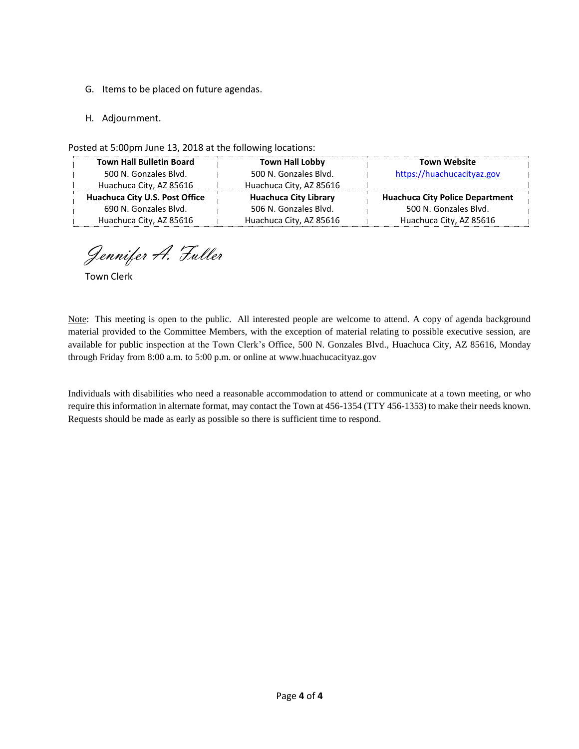G. Items to be placed on future agendas.

H. Adjournment.

Posted at 5:00pm June 13, 2018 at the following locations:

| | | |
|---|---|---|
| **Town Hall Bulletin Board**<br>500 N. Gonzales Blvd.<br>Huachuca City, AZ 85616 | **Town Hall Lobby**<br>500 N. Gonzales Blvd.<br>Huachuca City, AZ 85616 | **Town Website**<br>https://huachucacityaz.gov |
| **Huachuca City U.S. Post Office**<br>690 N. Gonzales Blvd.<br>Huachuca City, AZ 85616 | **Huachuca City Library**<br>506 N. Gonzales Blvd.<br>Huachuca City, AZ 85616 | **Huachuca City Police Department**<br>500 N. Gonzales Blvd.<br>Huachuca City, AZ 85616 |

*Jennifer A. Fuller*

Town Clerk

Note: This meeting is open to the public. All interested people are welcome to attend. A copy of agenda background material provided to the Committee Members, with the exception of material relating to possible executive session, are available for public inspection at the Town Clerk's Office, 500 N. Gonzales Blvd., Huachuca City, AZ 85616, Monday through Friday from 8:00 a.m. to 5:00 p.m. or online at www.huachucacityaz.gov

Individuals with disabilities who need a reasonable accommodation to attend or communicate at a town meeting, or who require this information in alternate format, may contact the Town at 456-1354 (TTY 456-1353) to make their needs known. Requests should be made as early as possible so there is sufficient time to respond.